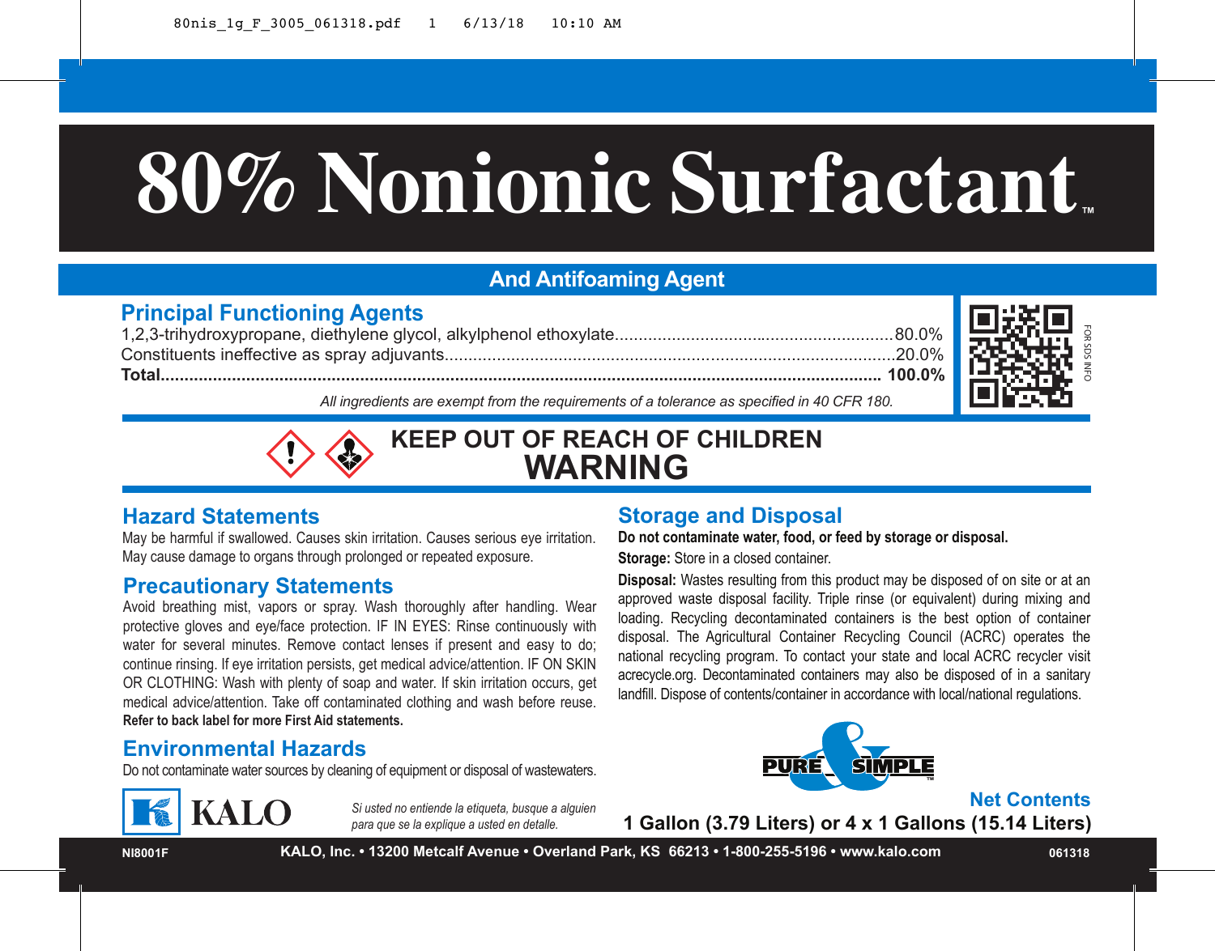# 80% Nonionic Surfactant™

## And Antifoaming Agent

## Principal Functioning Agents

| | |
|---|---|
| 1,2,3-trihydroxypropane, diethylene glycol, alkylphenol ethoxylate | 80.0% |
| Constituents ineffective as spray adjuvants | 20.0% |
| **Total** | **100.0%** |

*All ingredients are exempt from the requirements of a tolerance as specified in 40 CFR 180.*

FOR SDS INFO

**KEEP OUT OF REACH OF CHILDREN**

**WARNING**

## Hazard Statements

May be harmful if swallowed. Causes skin irritation. Causes serious eye irritation. May cause damage to organs through prolonged or repeated exposure.

## Precautionary Statements

Avoid breathing mist, vapors or spray. Wash thoroughly after handling. Wear protective gloves and eye/face protection. IF IN EYES: Rinse continuously with water for several minutes. Remove contact lenses if present and easy to do; continue rinsing. If eye irritation persists, get medical advice/attention. IF ON SKIN OR CLOTHING: Wash with plenty of soap and water. If skin irritation occurs, get medical advice/attention. Take off contaminated clothing and wash before reuse. **Refer to back label for more First Aid statements.**

## Environmental Hazards

Do not contaminate water sources by cleaning of equipment or disposal of wastewaters.

## Storage and Disposal

**Do not contaminate water, food, or feed by storage or disposal.**

**Storage:** Store in a closed container.

**Disposal:** Wastes resulting from this product may be disposed of on site or at an approved waste disposal facility. Triple rinse (or equivalent) during mixing and loading. Recycling decontaminated containers is the best option of container disposal. The Agricultural Container Recycling Council (ACRC) operates the national recycling program. To contact your state and local ACRC recycler visit acrecycle.org. Decontaminated containers may also be disposed of in a sanitary landfill. Dispose of contents/container in accordance with local/national regulations.

PURE & SIMPLE™

KALO

*Si usted no entiende la etiqueta, busque a alguien para que se la explique a usted en detalle.*

**Net Contents**

**1 Gallon (3.79 Liters) or 4 x 1 Gallons (15.14 Liters)**

NI8001F — KALO, Inc. • 13200 Metcalf Avenue • Overland Park, KS 66213 • 1-800-255-5196 • www.kalo.com — 061318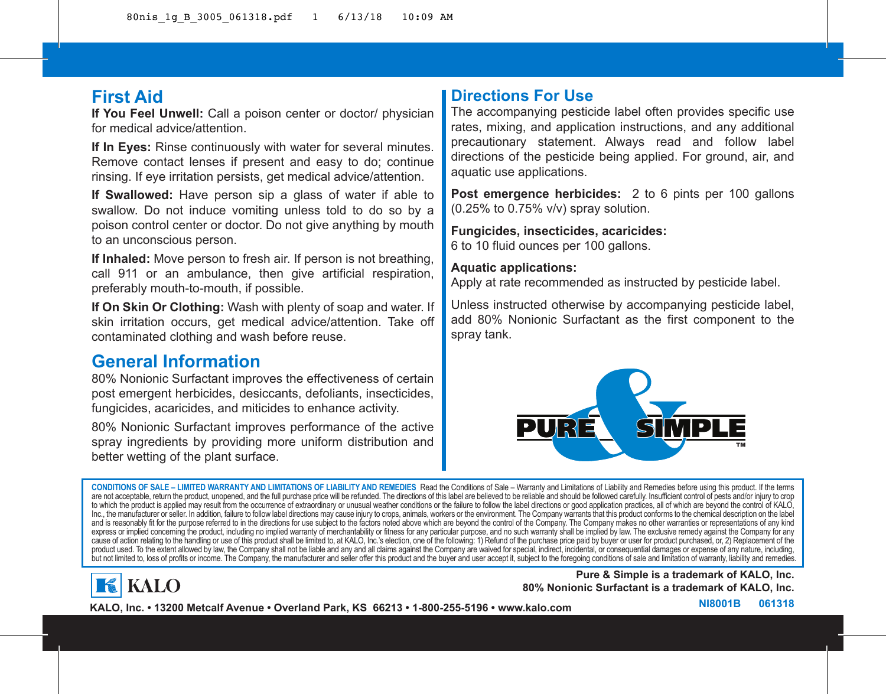## First Aid

**If You Feel Unwell:** Call a poison center or doctor/ physician for medical advice/attention.

**If In Eyes:** Rinse continuously with water for several minutes. Remove contact lenses if present and easy to do; continue rinsing. If eye irritation persists, get medical advice/attention.

**If Swallowed:** Have person sip a glass of water if able to swallow. Do not induce vomiting unless told to do so by a poison control center or doctor. Do not give anything by mouth to an unconscious person.

**If Inhaled:** Move person to fresh air. If person is not breathing, call 911 or an ambulance, then give artificial respiration, preferably mouth-to-mouth, if possible.

**If On Skin Or Clothing:** Wash with plenty of soap and water. If skin irritation occurs, get medical advice/attention. Take off contaminated clothing and wash before reuse.

## General Information

80% Nonionic Surfactant improves the effectiveness of certain post emergent herbicides, desiccants, defoliants, insecticides, fungicides, acaricides, and miticides to enhance activity.

80% Nonionic Surfactant improves performance of the active spray ingredients by providing more uniform distribution and better wetting of the plant surface.

## Directions For Use

The accompanying pesticide label often provides specific use rates, mixing, and application instructions, and any additional precautionary statement. Always read and follow label directions of the pesticide being applied. For ground, air, and aquatic use applications.

**Post emergence herbicides:** 2 to 6 pints per 100 gallons (0.25% to 0.75% v/v) spray solution.

**Fungicides, insecticides, acaricides:**
6 to 10 fluid ounces per 100 gallons.

**Aquatic applications:**
Apply at rate recommended as instructed by pesticide label.

Unless instructed otherwise by accompanying pesticide label, add 80% Nonionic Surfactant as the first component to the spray tank.

PURE & SIMPLE™

**CONDITIONS OF SALE – LIMITED WARRANTY AND LIMITATIONS OF LIABILITY AND REMEDIES** Read the Conditions of Sale – Warranty and Limitations of Liability and Remedies before using this product. If the terms are not acceptable, return the product, unopened, and the full purchase price will be refunded. The directions of this label are believed to be reliable and should be followed carefully. Insufficient control of pests and/or injury to crop to which the product is applied may result from the occurrence of extraordinary or unusual weather conditions or the failure to follow the label directions or good application practices, all of which are beyond the control of KALO, Inc., the manufacturer or seller. In addition, failure to follow label directions may cause injury to crops, animals, workers or the environment. The Company warrants that this product conforms to the chemical description on the label and is reasonably fit for the purpose referred to in the directions for use subject to the factors noted above which are beyond the control of the Company. The Company makes no other warranties or representations of any kind express or implied concerning the product, including no implied warranty of merchantability or fitness for any particular purpose, and no such warranty shall be implied by law. The exclusive remedy against the Company for any cause of action relating to the handling or use of this product shall be limited to, at KALO, Inc.'s election, one of the following: 1) Refund of the purchase price paid by buyer or user for product purchased, or, 2) Replacement of the product used. To the extent allowed by law, the Company shall not be liable and any and all claims against the Company are waived for special, indirect, incidental, or consequential damages or expense of any nature, including, but not limited to, loss of profits or income. The Company, the manufacturer and seller offer this product and the buyer and user accept it, subject to the foregoing conditions of sale and limitation of warranty, liability and remedies.

KALO

**Pure & Simple is a trademark of KALO, Inc.**
**80% Nonionic Surfactant is a trademark of KALO, Inc.**

**KALO, Inc. • 13200 Metcalf Avenue • Overland Park, KS 66213 • 1-800-255-5196 • www.kalo.com**

**NI8001B 061318**